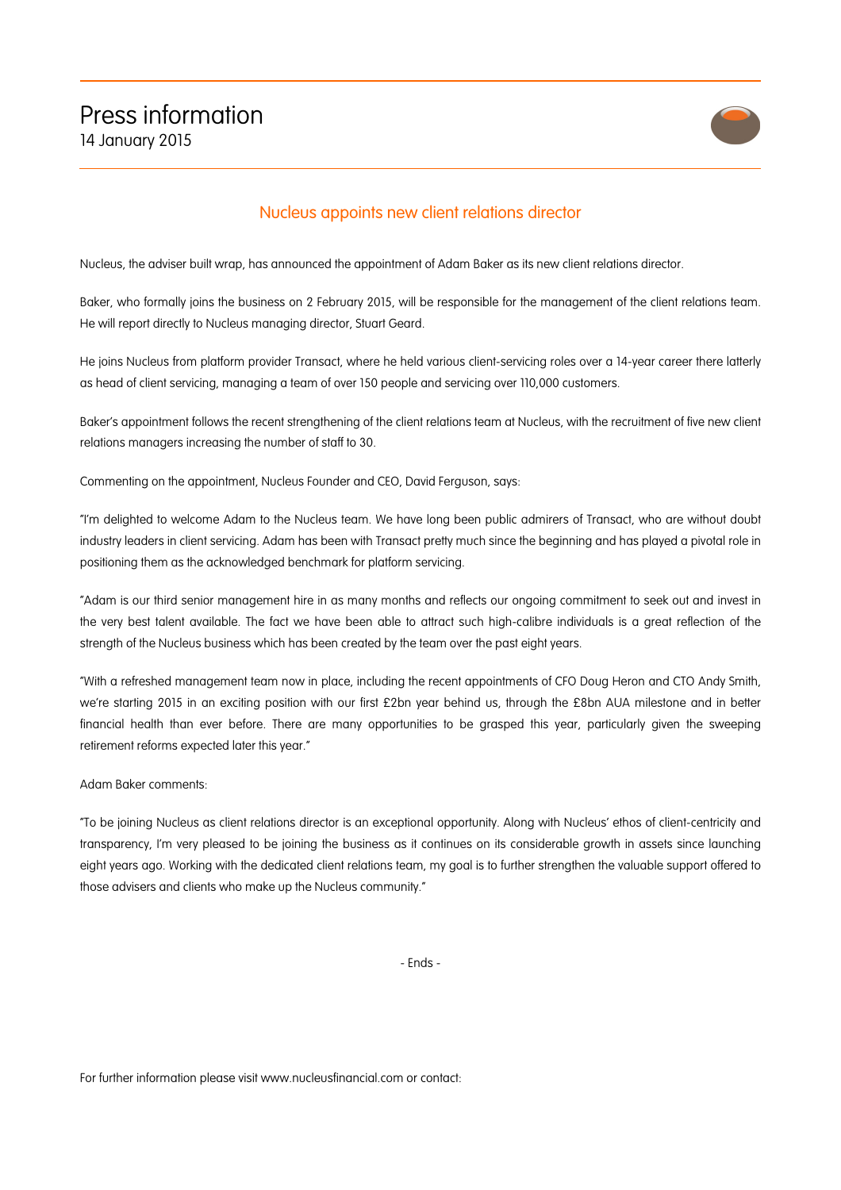# Press information

14 January 2015

## Nucleus appoints new client relations director

Nucleus, the adviser built wrap, has announced the appointment of Adam Baker as its new client relations director.

Baker, who formally joins the business on 2 February 2015, will be responsible for the management of the client relations team. He will report directly to Nucleus managing director, Stuart Geard.

He joins Nucleus from platform provider Transact, where he held various client-servicing roles over a 14-year career there latterly as head of client servicing, managing a team of over 150 people and servicing over 110,000 customers.

Baker's appointment follows the recent strengthening of the client relations team at Nucleus, with the recruitment of five new client relations managers increasing the number of staff to 30.

Commenting on the appointment, Nucleus Founder and CEO, David Ferguson, says:

"I'm delighted to welcome Adam to the Nucleus team. We have long been public admirers of Transact, who are without doubt industry leaders in client servicing. Adam has been with Transact pretty much since the beginning and has played a pivotal role in positioning them as the acknowledged benchmark for platform servicing.

"Adam is our third senior management hire in as many months and reflects our ongoing commitment to seek out and invest in the very best talent available. The fact we have been able to attract such high-calibre individuals is a great reflection of the strength of the Nucleus business which has been created by the team over the past eight years.

"With a refreshed management team now in place, including the recent appointments of CFO Doug Heron and CTO Andy Smith, we're starting 2015 in an exciting position with our first £2bn year behind us, through the £8bn AUA milestone and in better financial health than ever before. There are many opportunities to be grasped this year, particularly given the sweeping retirement reforms expected later this year."

Adam Baker comments:

"To be joining Nucleus as client relations director is an exceptional opportunity. Along with Nucleus' ethos of client-centricity and transparency, I'm very pleased to be joining the business as it continues on its considerable growth in assets since launching eight years ago. Working with the dedicated client relations team, my goal is to further strengthen the valuable support offered to those advisers and clients who make up the Nucleus community."

- Ends -

For further information please visit www.nucleusfinancial.com or contact: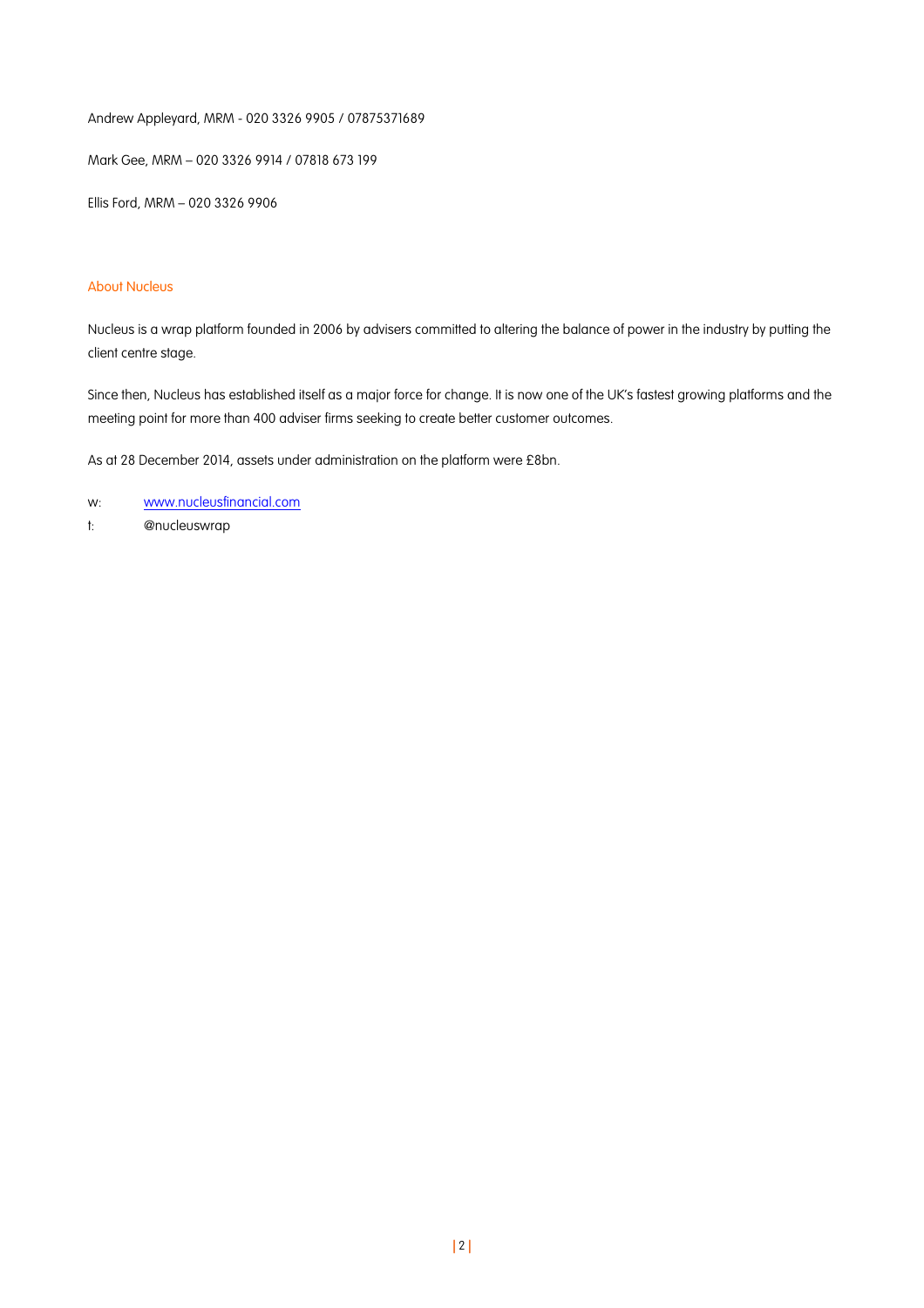Andrew Appleyard, MRM - 020 3326 9905 / 07875371689

Mark Gee, MRM – 020 3326 9914 / 07818 673 199

Ellis Ford, MRM – 020 3326 9906

### About Nucleus

Nucleus is a wrap platform founded in 2006 by advisers committed to altering the balance of power in the industry by putting the client centre stage.

Since then, Nucleus has established itself as a major force for change. It is now one of the UK's fastest growing platforms and the meeting point for more than 400 adviser firms seeking to create better customer outcomes.

As at 28 December 2014, assets under administration on the platform were £8bn.

w: [www.nucleusfinancial.com](http://www.nucleusfinancial.com)

t: @nucleuswrap